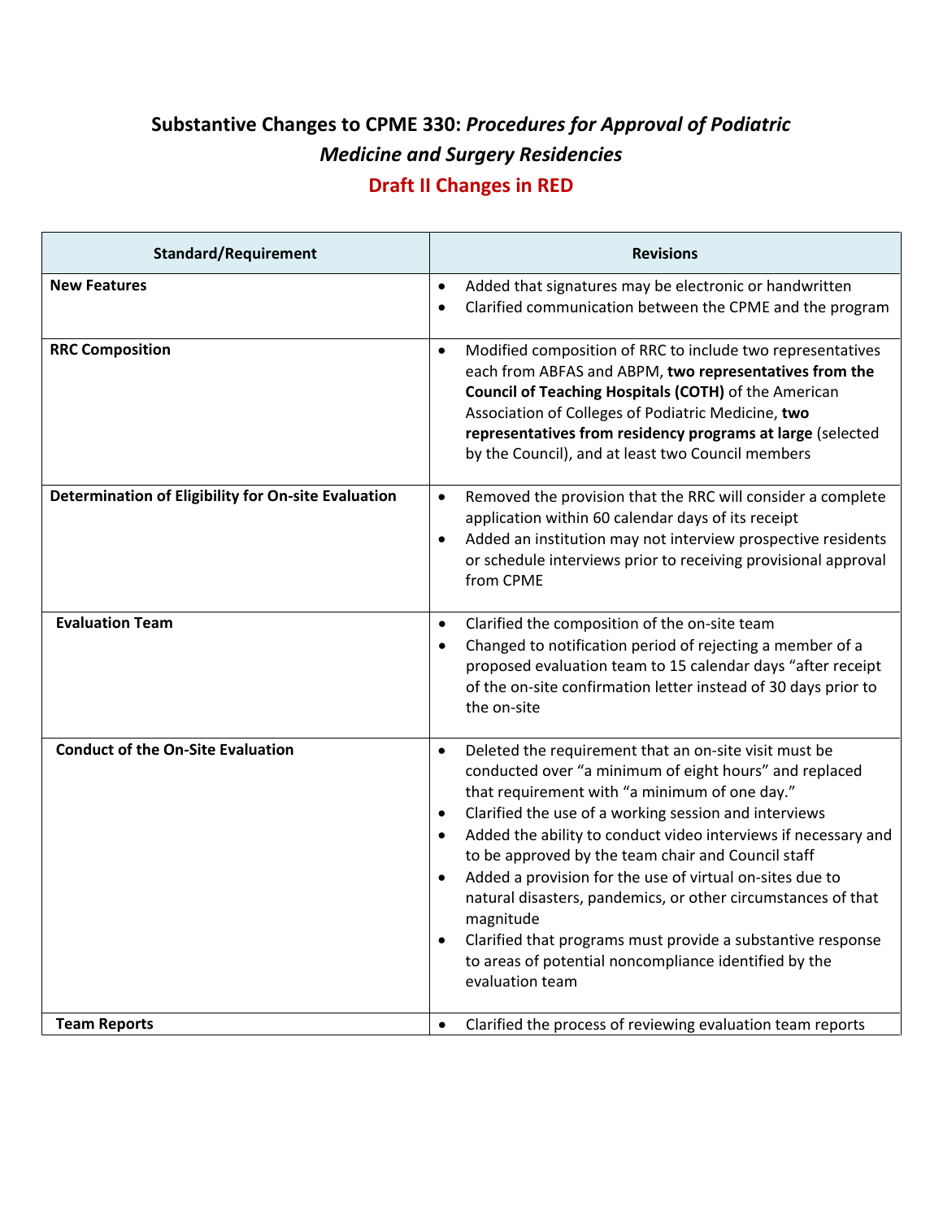# Substantive Changes to CPME 330: *Procedures for Approval of Podiatric Medicine and Surgery Residencies*

## Draft II Changes in RED

| Standard/Requirement | Revisions |
|---|---|
| **New Features** | • Added that signatures may be electronic or handwritten<br>• Clarified communication between the CPME and the program |
| **RRC Composition** | • Modified composition of RRC to include two representatives each from ABFAS and ABPM, **two representatives from the Council of Teaching Hospitals (COTH)** of the American Association of Colleges of Podiatric Medicine, **two representatives from residency programs at large** (selected by the Council), and at least two Council members |
| **Determination of Eligibility for On-site Evaluation** | • Removed the provision that the RRC will consider a complete application within 60 calendar days of its receipt<br>• Added an institution may not interview prospective residents or schedule interviews prior to receiving provisional approval from CPME |
| **Evaluation Team** | • Clarified the composition of the on-site team<br>• Changed to notification period of rejecting a member of a proposed evaluation team to 15 calendar days "after receipt of the on-site confirmation letter instead of 30 days prior to the on-site |
| **Conduct of the On-Site Evaluation** | • Deleted the requirement that an on-site visit must be conducted over "a minimum of eight hours" and replaced that requirement with "a minimum of one day."<br>• Clarified the use of a working session and interviews<br>• Added the ability to conduct video interviews if necessary and to be approved by the team chair and Council staff<br>• Added a provision for the use of virtual on-sites due to natural disasters, pandemics, or other circumstances of that magnitude<br>• Clarified that programs must provide a substantive response to areas of potential noncompliance identified by the evaluation team |
| **Team Reports** | • Clarified the process of reviewing evaluation team reports |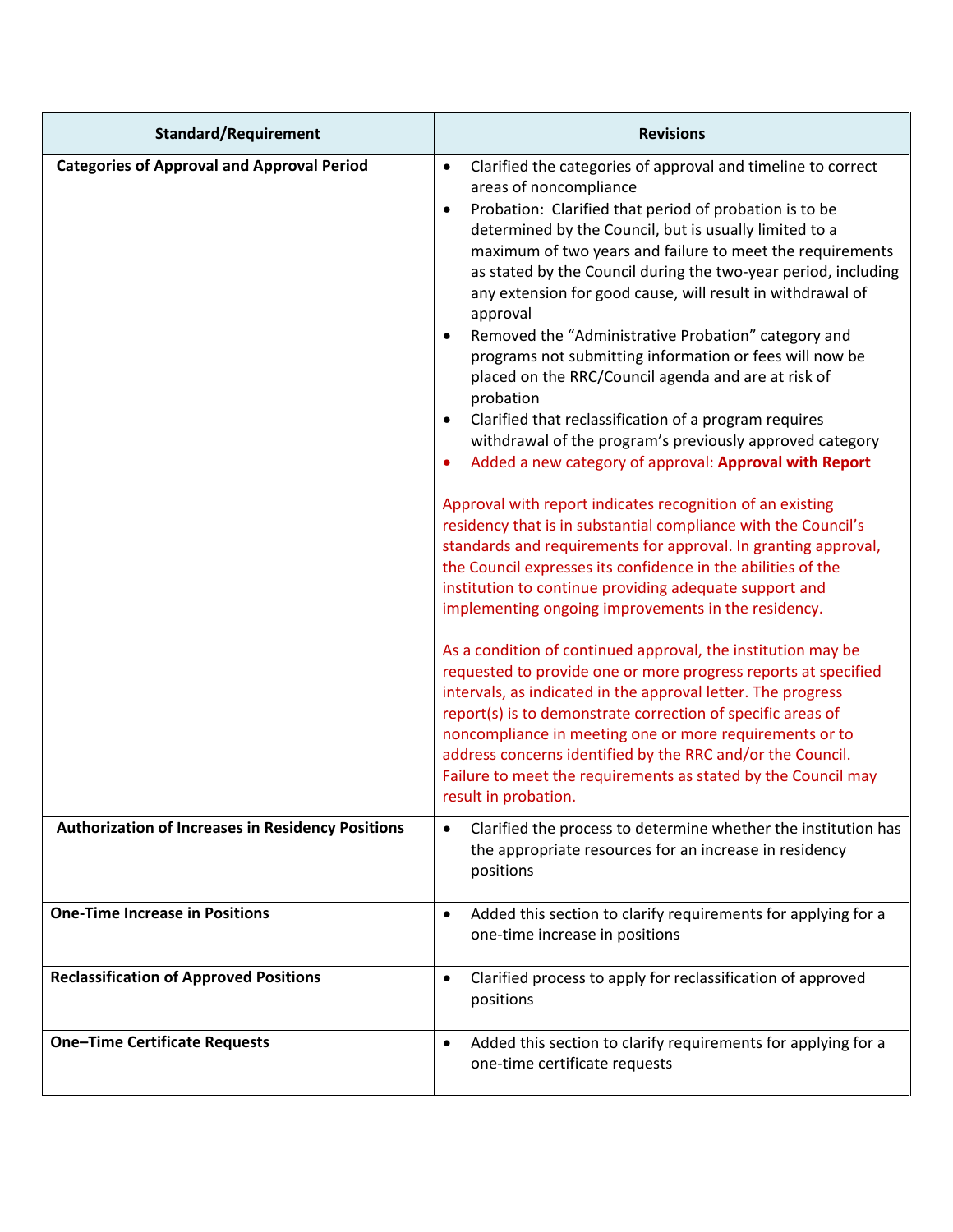| Standard/Requirement | Revisions |
|---|---|
| **Categories of Approval and Approval Period** | • Clarified the categories of approval and timeline to correct areas of noncompliance<br>• Probation: Clarified that period of probation is to be determined by the Council, but is usually limited to a maximum of two years and failure to meet the requirements as stated by the Council during the two-year period, including any extension for good cause, will result in withdrawal of approval<br>• Removed the "Administrative Probation" category and programs not submitting information or fees will now be placed on the RRC/Council agenda and are at risk of probation<br>• Clarified that reclassification of a program requires withdrawal of the program's previously approved category<br>• Added a new category of approval: **Approval with Report**<br><br>Approval with report indicates recognition of an existing residency that is in substantial compliance with the Council's standards and requirements for approval. In granting approval, the Council expresses its confidence in the abilities of the institution to continue providing adequate support and implementing ongoing improvements in the residency.<br><br>As a condition of continued approval, the institution may be requested to provide one or more progress reports at specified intervals, as indicated in the approval letter. The progress report(s) is to demonstrate correction of specific areas of noncompliance in meeting one or more requirements or to address concerns identified by the RRC and/or the Council. Failure to meet the requirements as stated by the Council may result in probation. |
| **Authorization of Increases in Residency Positions** | • Clarified the process to determine whether the institution has the appropriate resources for an increase in residency positions |
| **One-Time Increase in Positions** | • Added this section to clarify requirements for applying for a one-time increase in positions |
| **Reclassification of Approved Positions** | • Clarified process to apply for reclassification of approved positions |
| **One–Time Certificate Requests** | • Added this section to clarify requirements for applying for a one-time certificate requests |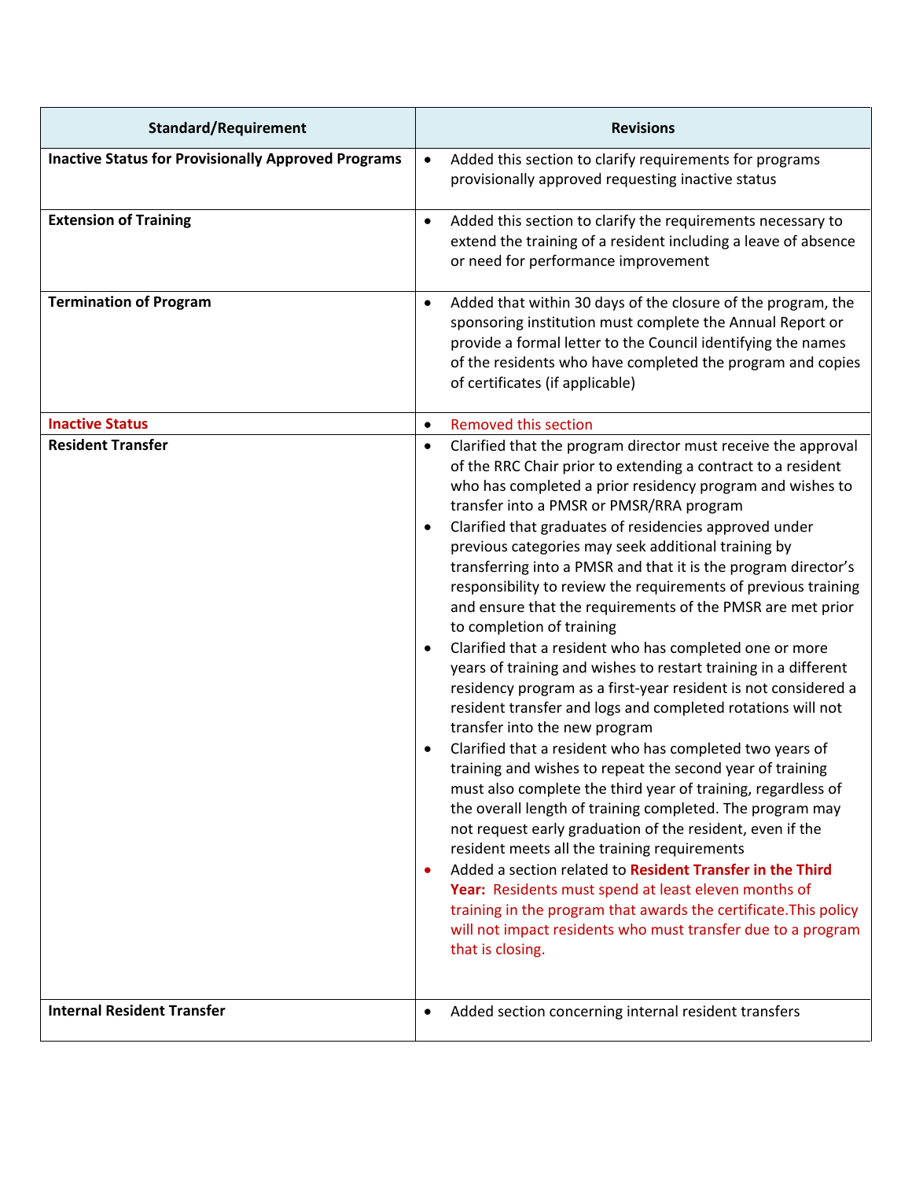| Standard/Requirement | Revisions |
|---|---|
| **Inactive Status for Provisionally Approved Programs** | • Added this section to clarify requirements for programs provisionally approved requesting inactive status |
| **Extension of Training** | • Added this section to clarify the requirements necessary to extend the training of a resident including a leave of absence or need for performance improvement |
| **Termination of Program** | • Added that within 30 days of the closure of the program, the sponsoring institution must complete the Annual Report or provide a formal letter to the Council identifying the names of the residents who have completed the program and copies of certificates (if applicable) |
| **Inactive Status** | • Removed this section |
| **Resident Transfer** | • Clarified that the program director must receive the approval of the RRC Chair prior to extending a contract to a resident who has completed a prior residency program and wishes to transfer into a PMSR or PMSR/RRA program<br>• Clarified that graduates of residencies approved under previous categories may seek additional training by transferring into a PMSR and that it is the program director's responsibility to review the requirements of previous training and ensure that the requirements of the PMSR are met prior to completion of training<br>• Clarified that a resident who has completed one or more years of training and wishes to restart training in a different residency program as a first-year resident is not considered a resident transfer and logs and completed rotations will not transfer into the new program<br>• Clarified that a resident who has completed two years of training and wishes to repeat the second year of training must also complete the third year of training, regardless of the overall length of training completed. The program may not request early graduation of the resident, even if the resident meets all the training requirements<br>• Added a section related to **Resident Transfer in the Third Year:** Residents must spend at least eleven months of training in the program that awards the certificate.This policy will not impact residents who must transfer due to a program that is closing. |
| **Internal Resident Transfer** | • Added section concerning internal resident transfers |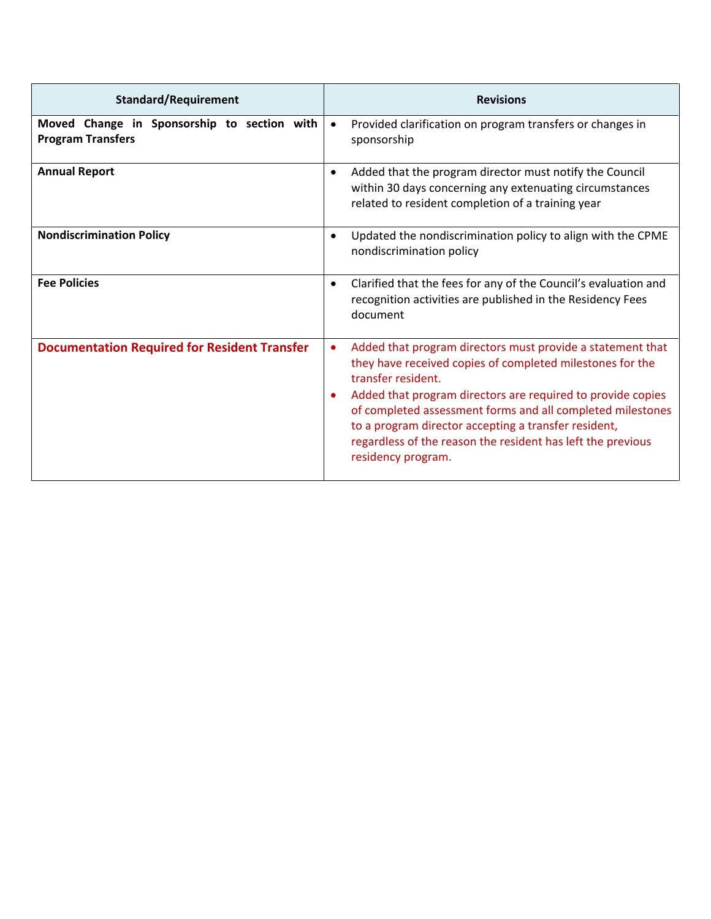| Standard/Requirement | Revisions |
|---|---|
| **Moved Change in Sponsorship to section with Program Transfers** | • Provided clarification on program transfers or changes in sponsorship |
| **Annual Report** | • Added that the program director must notify the Council within 30 days concerning any extenuating circumstances related to resident completion of a training year |
| **Nondiscrimination Policy** | • Updated the nondiscrimination policy to align with the CPME nondiscrimination policy |
| **Fee Policies** | • Clarified that the fees for any of the Council's evaluation and recognition activities are published in the Residency Fees document |
| **Documentation Required for Resident Transfer** | • Added that program directors must provide a statement that they have received copies of completed milestones for the transfer resident.<br>• Added that program directors are required to provide copies of completed assessment forms and all completed milestones to a program director accepting a transfer resident, regardless of the reason the resident has left the previous residency program. |